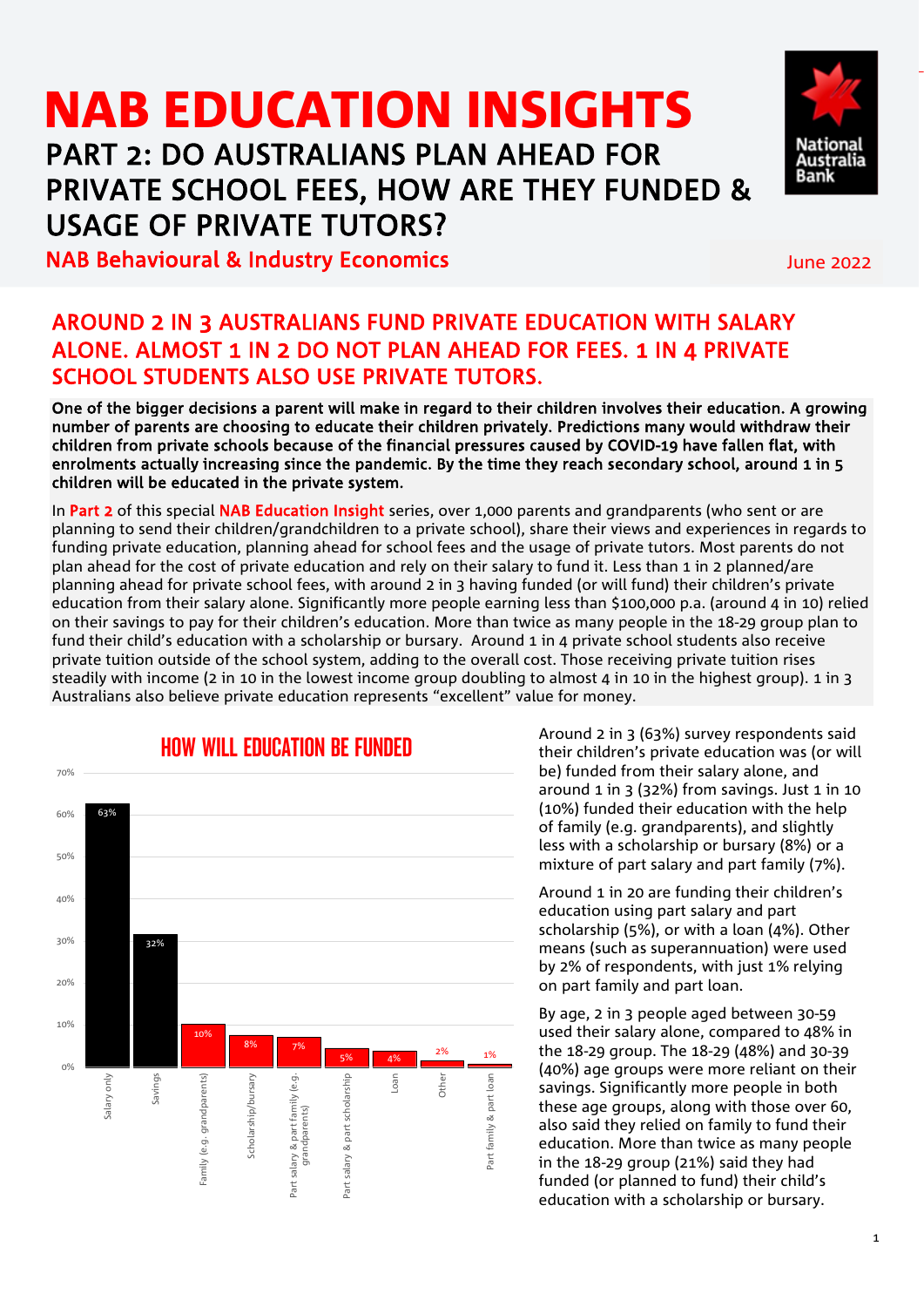# NAB EDUCATION INSIGHTS

## PART 2: DO AUSTRALIANS PLAN AHEAD FOR PRIVATE SCHOOL FEES, HOW ARE THEY FUNDED & USAGE OF PRIVATE TUTORS?

NAB Behavioural & Industry Economics

June 2022

## AROUND 2 IN 3 AUSTRALIANS FUND PRIVATE EDUCATION WITH SALARY ALONE. ALMOST 1 IN 2 DO NOT PLAN AHEAD FOR FEES. 1 IN 4 PRIVATE SCHOOL STUDENTS ALSO USE PRIVATE TUTORS.

**One of the bigger decisions a parent will make in regard to their children involves their education. A growing number of parents are choosing to educate their children privately. Predictions many would withdraw their children from private schools because of the financial pressures caused by COVID-19 have fallen flat, with enrolments actually increasing since the pandemic. By the time they reach secondary school, around 1 in 5 children will be educated in the private system.**

In **Part 2** of this special **NAB Education Insight** series, over 1,000 parents and grandparents (who sent or are planning to send their children/grandchildren to a private school), share their views and experiences in regards to funding private education, planning ahead for school fees and the usage of private tutors. Most parents do not plan ahead for the cost of private education and rely on their salary to fund it. Less than 1 in 2 planned/are planning ahead for private school fees, with around 2 in 3 having funded (or will fund) their children's private education from their salary alone. Significantly more people earning less than $100,000 p.a. (around 4 in 10) relied on their savings to pay for their children's education. More than twice as many people in the 18-29 group plan to fund their child's education with a scholarship or bursary. Around 1 in 4 private school students also receive private tuition outside of the school system, adding to the overall cost. Those receiving private tuition rises steadily with income (2 in 10 in the lowest income group doubling to almost 4 in 10 in the highest group). 1 in 3 Australians also believe private education represents "excellent" value for money.

### HOW WILL EDUCATION BE FUNDED

| Funding source | % |
|---|---|
| Salary only | 63% |
| Savings | 32% |
| Family (e.g. grandparents) | 10% |
| Scholarship/bursary | 8% |
| Part salary & part family (e.g. grandparents) | 7% |
| Part salary & part scholarship | 5% |
| Loan | 4% |
| Other | 2% |
| Part family & part loan | 1% |

Around 2 in 3 (63%) survey respondents said their children's private education was (or will be) funded from their salary alone, and around 1 in 3 (32%) from savings. Just 1 in 10 (10%) funded their education with the help of family (e.g. grandparents), and slightly less with a scholarship or bursary (8%) or a mixture of part salary and part family (7%).

Around 1 in 20 are funding their children's education using part salary and part scholarship (5%), or with a loan (4%). Other means (such as superannuation) were used by 2% of respondents, with just 1% relying on part family and part loan.

By age, 2 in 3 people aged between 30-59 used their salary alone, compared to 48% in the 18-29 group. The 18-29 (48%) and 30-39 (40%) age groups were more reliant on their savings. Significantly more people in both these age groups, along with those over 60, also said they relied on family to fund their education. More than twice as many people in the 18-29 group (21%) said they had funded (or planned to fund) their child's education with a scholarship or bursary.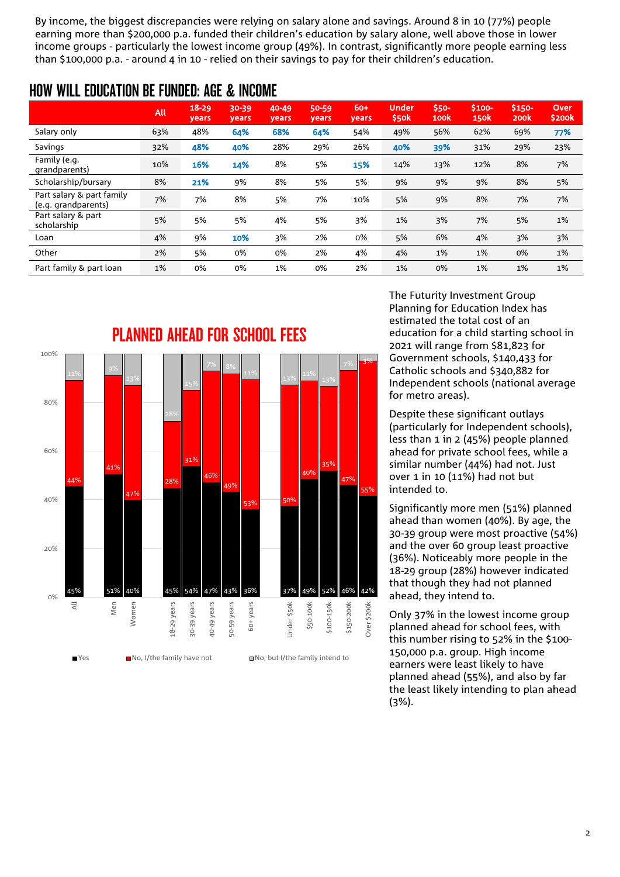By income, the biggest discrepancies were relying on salary alone and savings. Around 8 in 10 (77%) people earning more than $200,000 p.a. funded their children's education by salary alone, well above those in lower income groups - particularly the lowest income group (49%). In contrast, significantly more people earning less than $100,000 p.a. - around 4 in 10 - relied on their savings to pay for their children's education.

## HOW WILL EDUCATION BE FUNDED: AGE & INCOME

| | All | 18-29 years | 30-39 years | 40-49 years | 50-59 years | 60+ years | Under $50k | $50-100k | $100-150k | $150-200k | Over $200k |
|---|---|---|---|---|---|---|---|---|---|---|---|
| Salary only | 63% | 48% | **64%** | **68%** | **64%** | 54% | 49% | 56% | 62% | 69% | **77%** |
| Savings | 32% | **48%** | **40%** | 28% | 29% | 26% | **40%** | **39%** | 31% | 29% | 23% |
| Family (e.g. grandparents) | 10% | **16%** | **14%** | 8% | 5% | **15%** | 14% | 13% | 12% | 8% | 7% |
| Scholarship/bursary | 8% | **21%** | 9% | 8% | 5% | 5% | 9% | 9% | 9% | 8% | 5% |
| Part salary & part family (e.g. grandparents) | 7% | 7% | 8% | 5% | 7% | 10% | 5% | 9% | 8% | 7% | 7% |
| Part salary & part scholarship | 5% | 5% | 5% | 4% | 5% | 3% | 1% | 3% | 7% | 5% | 1% |
| Loan | 4% | 9% | **10%** | 3% | 2% | 0% | 5% | 6% | 4% | 3% | 3% |
| Other | 2% | 5% | 0% | 0% | 2% | 4% | 4% | 1% | 1% | 0% | 1% |
| Part family & part loan | 1% | 0% | 0% | 1% | 0% | 2% | 1% | 0% | 1% | 1% | 1% |

## PLANNED AHEAD FOR SCHOOL FEES

| | All | Men | Women | 18-29 years | 30-39 years | 40-49 years | 50-59 years | 60+ years | Under $50k | $50-100k | $100-150k | $150-200k | Over $200k |
|---|---|---|---|---|---|---|---|---|---|---|---|---|---|
| Yes | 45% | 51% | 40% | 45% | 54% | 47% | 43% | 36% | 37% | 49% | 52% | 46% | 42% |
| No, I/the family have not | 44% | 41% | 47% | 28% | 31% | 46% | 49% | 53% | 50% | 40% | 35% | 47% | 55% |
| No, but I/the family intend to | 11% | 9% | 13% | 28% | 15% | 7% | 8% | 11% | 13% | 11% | 13% | 7% | 3% |

The Futurity Investment Group Planning for Education Index has estimated the total cost of an education for a child starting school in 2021 will range from $81,823 for Government schools, $140,433 for Catholic schools and $340,882 for Independent schools (national average for metro areas).

Despite these significant outlays (particularly for Independent schools), less than 1 in 2 (45%) people planned ahead for private school fees, while a similar number (44%) had not. Just over 1 in 10 (11%) had not but intended to.

Significantly more men (51%) planned ahead than women (40%). By age, the 30-39 group were most proactive (54%) and the over 60 group least proactive (36%). Noticeably more people in the 18-29 group (28%) however indicated that though they had not planned ahead, they intend to.

Only 37% in the lowest income group planned ahead for school fees, with this number rising to 52% in the $100-150,000 p.a. group. High income earners were least likely to have planned ahead (55%), and also by far the least likely intending to plan ahead (3%).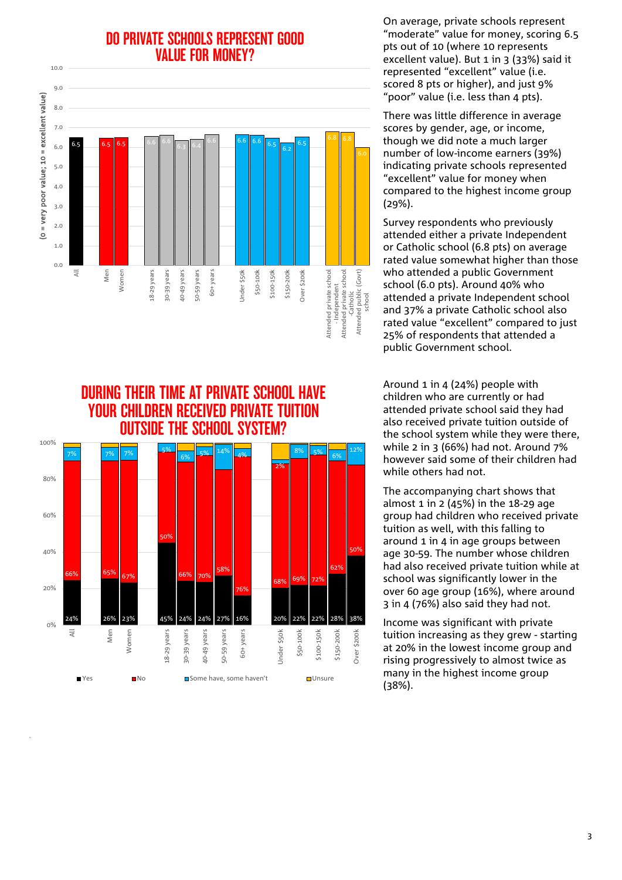## DO PRIVATE SCHOOLS REPRESENT GOOD VALUE FOR MONEY?

| Group | Average score (0 = very poor value; 10 = excellent value) |
|---|---|
| All | 6.5 |
| Men | 6.5 |
| Women | 6.5 |
| 18-29 years | 6.6 |
| 30-39 years | 6.6 |
| 40-49 years | 6.3 |
| 50-59 years | 6.4 |
| 60+ years | 6.6 |
| Under $50k | 6.6 |
| $50-100k | 6.6 |
| $100-150k | 6.5 |
| $150-200k | 6.2 |
| Over $200k | 6.5 |
| Attended private school - Independent | 6.8 |
| Attended private school -Catholic | 6.8 |
| Attended public (Govt) school | 6.0 |

On average, private schools represent "moderate" value for money, scoring 6.5 pts out of 10 (where 10 represents excellent value). But 1 in 3 (33%) said it represented "excellent" value (i.e. scored 8 pts or higher), and just 9% "poor" value (i.e. less than 4 pts).

There was little difference in average scores by gender, age, or income, though we did note a much larger number of low-income earners (39%) indicating private schools represented "excellent" value for money when compared to the highest income group (29%).

Survey respondents who previously attended either a private Independent or Catholic school (6.8 pts) on average rated value somewhat higher than those who attended a public Government school (6.0 pts). Around 40% who attended a private Independent school and 37% a private Catholic school also rated value "excellent" compared to just 25% of respondents that attended a public Government school.

## DURING THEIR TIME AT PRIVATE SCHOOL HAVE YOUR CHILDREN RECEIVED PRIVATE TUITION OUTSIDE THE SCHOOL SYSTEM?

| Group | Yes | No | Some have, some haven't |
|---|---|---|---|
| All | 24% | 66% | 7% |
| Men | 26% | 65% | 7% |
| Women | 23% | 67% | 7% |
| 18-29 years | 45% | 50% | 5% |
| 30-39 years | 24% | 66% | 6% |
| 40-49 years | 24% | 70% | 5% |
| 50-59 years | 27% | 58% | 14% |
| 60+ years | 16% | 76% | 4% |
| Under $50k | 20% | 68% | 2% |
| $50-100k | 22% | 69% | 8% |
| $100-150k | 22% | 72% | 5% |
| $150-200k | 28% | 62% | 6% |
| Over $200k | 38% | 50% | 12% |

■ Yes ■ No ■ Some have, some haven't ■ Unsure

Around 1 in 4 (24%) people with children who are currently or had attended private school said they had also received private tuition outside of the school system while they were there, while 2 in 3 (66%) had not. Around 7% however said some of their children had while others had not.

The accompanying chart shows that almost 1 in 2 (45%) in the 18-29 age group had children who received private tuition as well, with this falling to around 1 in 4 in age groups between age 30-59. The number whose children had also received private tuition while at school was significantly lower in the over 60 age group (16%), where around 3 in 4 (76%) also said they had not.

Income was significant with private tuition increasing as they grew - starting at 20% in the lowest income group and rising progressively to almost twice as many in the highest income group (38%).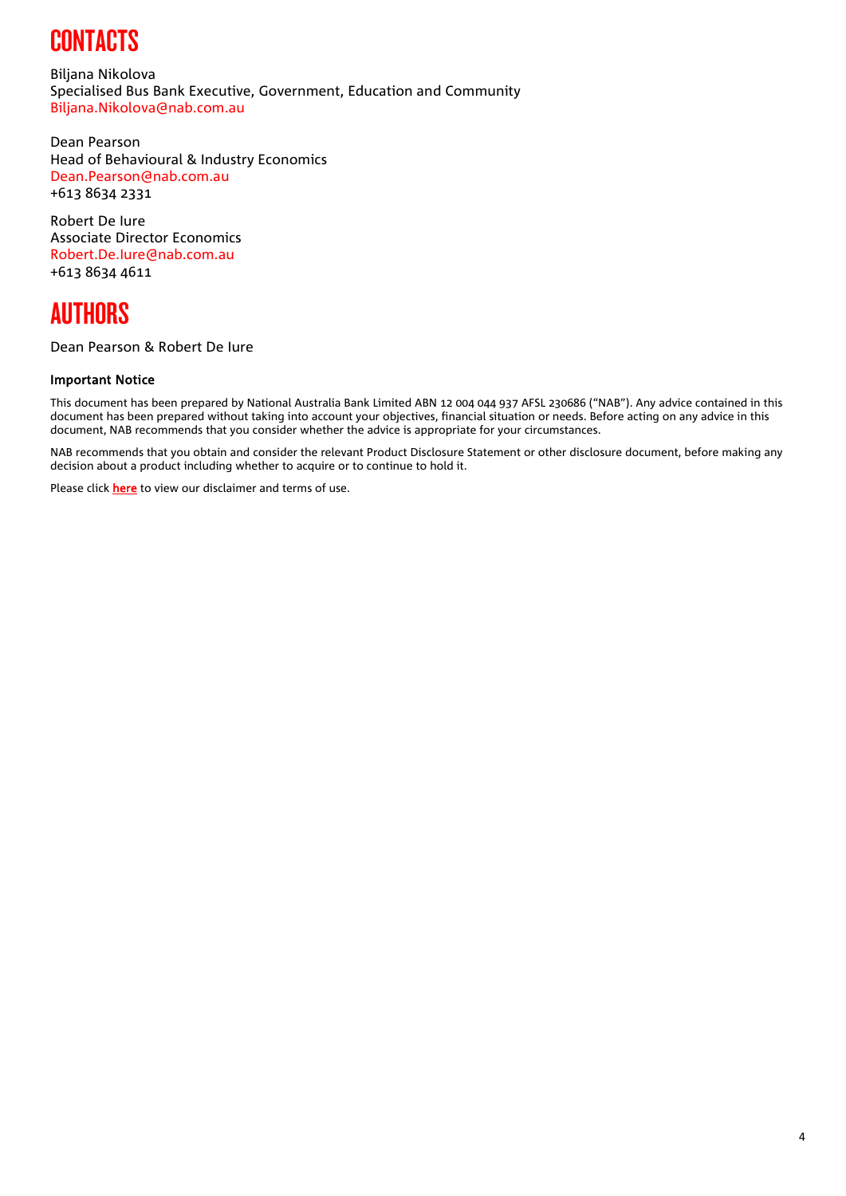# CONTACTS

Biljana Nikolova
Specialised Bus Bank Executive, Government, Education and Community
Biljana.Nikolova@nab.com.au

Dean Pearson
Head of Behavioural & Industry Economics
Dean.Pearson@nab.com.au
+613 8634 2331

Robert De Iure
Associate Director Economics
Robert.De.Iure@nab.com.au
+613 8634 4611

# AUTHORS

Dean Pearson & Robert De Iure

**Important Notice**

This document has been prepared by National Australia Bank Limited ABN 12 004 044 937 AFSL 230686 ("NAB"). Any advice contained in this document has been prepared without taking into account your objectives, financial situation or needs. Before acting on any advice in this document, NAB recommends that you consider whether the advice is appropriate for your circumstances.

NAB recommends that you obtain and consider the relevant Product Disclosure Statement or other disclosure document, before making any decision about a product including whether to acquire or to continue to hold it.

Please click **here** to view our disclaimer and terms of use.